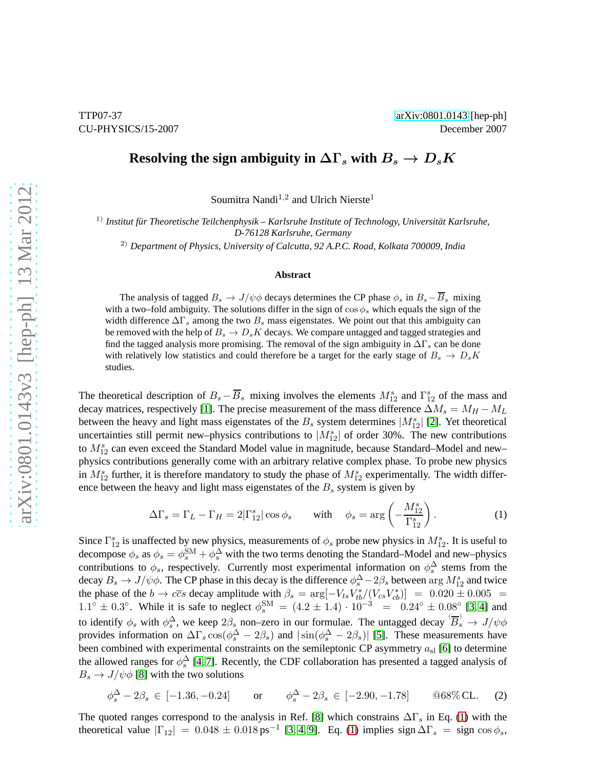TTP07-37 arXiv:0801.0143 [hep-ph]
CU-PHYSICS/15-2007 December 2007

# Resolving the sign ambiguity in $\Delta\Gamma_s$ with $B_s \to D_s K$

Soumitra Nandi[1,2] and Ulrich Nierste[1]

[1] *Institut für Theoretische Teilchenphysik – Karlsruhe Institute of Technology, Universität Karlsruhe, D-76128 Karlsruhe, Germany*

[2] *Department of Physics, University of Calcutta, 92 A.P.C. Road, Kolkata 700009, India*

**Abstract**

The analysis of tagged $B_s \to J/\psi\phi$ decays determines the CP phase $\phi_s$ in $B_s - \overline{B}_s$ mixing with a two–fold ambiguity. The solutions differ in the sign of $\cos\phi_s$ which equals the sign of the width difference $\Delta\Gamma_s$ among the two $B_s$ mass eigenstates. We point out that this ambiguity can be removed with the help of $B_s \to D_s K$ decays. We compare untagged and tagged strategies and find the tagged analysis more promising. The removal of the sign ambiguity in $\Delta\Gamma_s$ can be done with relatively low statistics and could therefore be a target for the early stage of $B_s \to D_s K$ studies.

The theoretical description of $B_s - \overline{B}_s$ mixing involves the elements $M_{12}^s$ and $\Gamma_{12}^s$ of the mass and decay matrices, respectively [1]. The precise measurement of the mass difference $\Delta M_s = M_H - M_L$ between the heavy and light mass eigenstates of the $B_s$ system determines $|M_{12}^s|$ [2]. Yet theoretical uncertainties still permit new–physics contributions to $|M_{12}^s|$ of order 30%. The new contributions to $M_{12}^s$ can even exceed the Standard Model value in magnitude, because Standard–Model and new–physics contributions generally come with an arbitrary relative complex phase. To probe new physics in $M_{12}^s$ further, it is therefore mandatory to study the phase of $M_{12}^s$ experimentally. The width difference between the heavy and light mass eigenstates of the $B_s$ system is given by

$$\Delta\Gamma_s = \Gamma_L - \Gamma_H = 2|\Gamma_{12}^s|\cos\phi_s \qquad \text{with} \qquad \phi_s = \arg\left(-\frac{M_{12}^s}{\Gamma_{12}^s}\right). \tag{1}$$

Since $\Gamma_{12}^s$ is unaffected by new physics, measurements of $\phi_s$ probe new physics in $M_{12}^s$. It is useful to decompose $\phi_s$ as $\phi_s = \phi_s^{\rm SM} + \phi_s^\Delta$ with the two terms denoting the Standard–Model and new–physics contributions to $\phi_s$, respectively. Currently most experimental information on $\phi_s^\Delta$ stems from the decay $B_s \to J/\psi\phi$. The CP phase in this decay is the difference $\phi_s^\Delta - 2\beta_s$ between $\arg M_{12}^s$ and twice the phase of the $b \to c\overline{c}s$ decay amplitude with $\beta_s = \arg[-V_{ts}V_{tb}^*/(V_{cs}V_{cb}^*)] = 0.020 \pm 0.005 = 1.1^\circ \pm 0.3^\circ$. While it is safe to neglect $\phi_s^{\rm SM} = (4.2 \pm 1.4)\cdot 10^{-3} = 0.24^\circ \pm 0.08^\circ$ [3, 4] and to identify $\phi_s$ with $\phi_s^\Delta$, we keep $2\beta_s$ non–zero in our formulae. The untagged decay $\overset{(-)}{B}_s \to J/\psi\phi$ provides information on $\Delta\Gamma_s \cos(\phi_s^\Delta - 2\beta_s)$ and $|\sin(\phi_s^\Delta - 2\beta_s)|$ [5]. These measurements have been combined with experimental constraints on the semileptonic CP asymmetry $a_{\rm sl}$ [6] to determine the allowed ranges for $\phi_s^\Delta$ [4, 7]. Recently, the CDF collaboration has presented a tagged analysis of $B_s \to J/\psi\phi$ [8] with the two solutions

$$\phi_s^\Delta - 2\beta_s \in [-1.36, -0.24] \qquad \text{or} \qquad \phi_s^\Delta - 2\beta_s \in [-2.90, -1.78] \qquad @68\%\,\text{CL}. \tag{2}$$

The quoted ranges correspond to the analysis in Ref. [8] which constrains $\Delta\Gamma_s$ in Eq. (1) with the theoretical value $|\Gamma_{12}| = 0.048 \pm 0.018\,\text{ps}^{-1}$ [3, 4, 9]. Eq. (1) implies $\text{sign}\,\Delta\Gamma_s = \text{sign}\cos\phi_s$,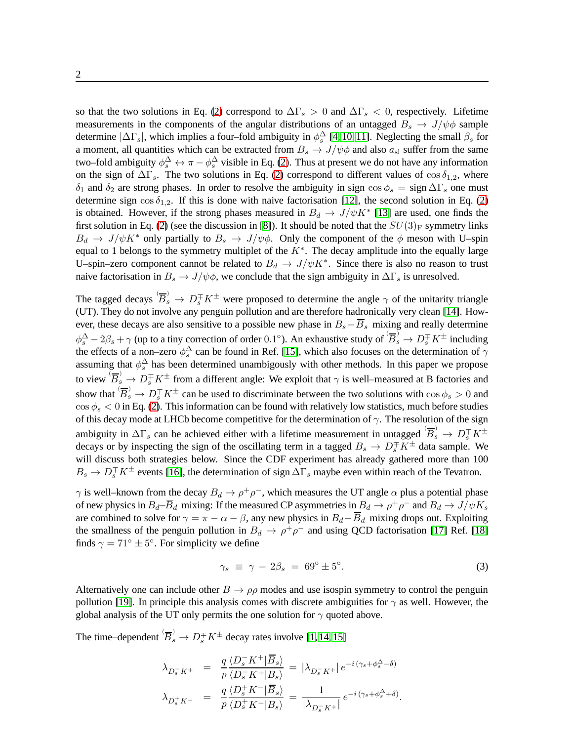so that the two solutions in Eq. (2) correspond to $\Delta\Gamma_s > 0$ and $\Delta\Gamma_s < 0$, respectively. Lifetime measurements in the components of the angular distributions of an untagged $B_s \to J/\psi\phi$ sample determine $|\Delta\Gamma_s|$, which implies a four–fold ambiguity in $\phi_s^\Delta$ [4, 10, 11]. Neglecting the small $\beta_s$ for a moment, all quantities which can be extracted from $B_s \to J/\psi\phi$ and also $a_{\rm sl}$ suffer from the same two–fold ambiguity $\phi_s^\Delta \leftrightarrow \pi - \phi_s^\Delta$ visible in Eq. (2). Thus at present we do not have any information on the sign of $\Delta\Gamma_s$. The two solutions in Eq. (2) correspond to different values of $\cos\delta_{1,2}$, where $\delta_1$ and $\delta_2$ are strong phases. In order to resolve the ambiguity in sign $\cos\phi_s =$ sign $\Delta\Gamma_s$ one must determine sign $\cos\delta_{1,2}$. If this is done with naive factorisation [12], the second solution in Eq. (2) is obtained. However, if the strong phases measured in $B_d \to J/\psi K^*$ [13] are used, one finds the first solution in Eq. (2) (see the discussion in [8]). It should be noted that the $SU(3)_{\rm F}$ symmetry links $B_d \to J/\psi K^*$ only partially to $B_s \to J/\psi\phi$. Only the component of the $\phi$ meson with U–spin equal to 1 belongs to the symmetry multiplet of the $K^*$. The decay amplitude into the equally large U–spin–zero component cannot be related to $B_d \to J/\psi K^*$. Since there is also no reason to trust naive factorisation in $B_s \to J/\psi\phi$, we conclude that the sign ambiguity in $\Delta\Gamma_s$ is unresolved.

The tagged decays $\overset{(-)}{B_s} \to D_s^\mp K^\pm$ were proposed to determine the angle $\gamma$ of the unitarity triangle (UT). They do not involve any penguin pollution and are therefore hadronically very clean [14]. However, these decays are also sensitive to a possible new phase in $B_s - \overline{B}_s$ mixing and really determine $\phi_s^\Delta - 2\beta_s + \gamma$ (up to a tiny correction of order $0.1^\circ$). An exhaustive study of $\overset{(-)}{B_s} \to D_s^\mp K^\pm$ including the effects of a non–zero $\phi_s^\Delta$ can be found in Ref. [15], which also focuses on the determination of $\gamma$ assuming that $\phi_s^\Delta$ has been determined unambigously with other methods. In this paper we propose to view $\overset{(-)}{B_s} \to D_s^\mp K^\pm$ from a different angle: We exploit that $\gamma$ is well–measured at B factories and show that $\overset{(-)}{B_s} \to D_s^\mp K^\pm$ can be used to discriminate between the two solutions with $\cos\phi_s > 0$ and $\cos\phi_s < 0$ in Eq. (2). This information can be found with relatively low statistics, much before studies of this decay mode at LHCb become competitive for the determination of $\gamma$. The resolution of the sign ambiguity in $\Delta\Gamma_s$ can be achieved either with a lifetime measurement in untagged $\overset{(-)}{B_s} \to D_s^\mp K^\pm$ decays or by inspecting the sign of the oscillating term in a tagged $B_s \to D_s^\mp K^\pm$ data sample. We will discuss both strategies below. Since the CDF experiment has already gathered more than 100 $B_s \to D_s^\mp K^\pm$ events [16], the determination of sign $\Delta\Gamma_s$ maybe even within reach of the Tevatron.

$\gamma$ is well–known from the decay $B_d \to \rho^+\rho^-$, which measures the UT angle $\alpha$ plus a potential phase of new physics in $B_d$–$\overline{B}_d$ mixing: If the measured CP asymmetries in $B_d \to \rho^+\rho^-$ and $B_d \to J/\psi K_s$ are combined to solve for $\gamma = \pi - \alpha - \beta$, any new physics in $B_d - \overline{B}_d$ mixing drops out. Exploiting the smallness of the penguin pollution in $B_d \to \rho^+\rho^-$ and using QCD factorisation [17] Ref. [18] finds $\gamma = 71^\circ \pm 5^\circ$. For simplicity we define

$$\gamma_s \;\equiv\; \gamma \,-\, 2\beta_s \;=\; 69^\circ \pm 5^\circ. \tag{3}$$

Alternatively one can include other $B \to \rho\rho$ modes and use isospin symmetry to control the penguin pollution [19]. In principle this analysis comes with discrete ambiguities for $\gamma$ as well. However, the global analysis of the UT only permits the one solution for $\gamma$ quoted above.

The time–dependent $\overset{(-)}{B_s} \to D_s^\mp K^\pm$ decay rates involve [1, 14, 15]

$$\begin{aligned}
\lambda_{D_s^- K^+} &= \frac{q}{p}\,\frac{\langle D_s^- K^+ | \overline{B}_s\rangle}{\langle D_s^- K^+ | B_s\rangle} \;=\; |\lambda_{D_s^- K^+}|\, e^{-i\,(\gamma_s + \phi_s^\Delta - \delta)} \\
\lambda_{D_s^+ K^-} &= \frac{q}{p}\,\frac{\langle D_s^+ K^- | \overline{B}_s\rangle}{\langle D_s^+ K^- | B_s\rangle} \;=\; \frac{1}{|\lambda_{D_s^- K^+}|}\, e^{-i\,(\gamma_s + \phi_s^\Delta + \delta)}.
\end{aligned}$$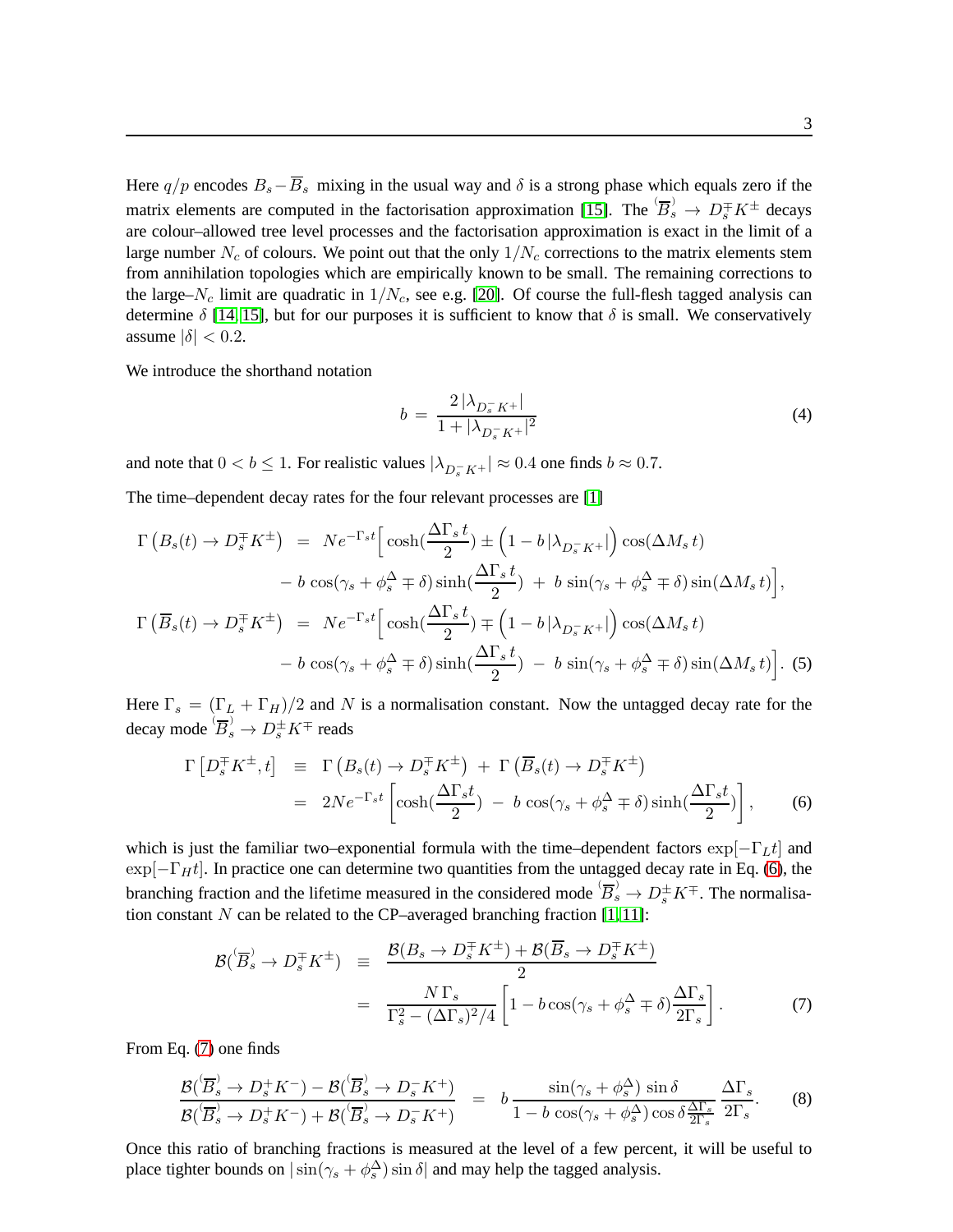Here $q/p$ encodes $B_s-\overline{B}_s$ mixing in the usual way and $\delta$ is a strong phase which equals zero if the matrix elements are computed in the factorisation approximation [15]. The $\overset{(-)}{B}_s \to D_s^{\mp} K^{\pm}$ decays are colour–allowed tree level processes and the factorisation approximation is exact in the limit of a large number $N_c$ of colours. We point out that the only $1/N_c$ corrections to the matrix elements stem from annihilation topologies which are empirically known to be small. The remaining corrections to the large–$N_c$ limit are quadratic in $1/N_c$, see e.g. [20]. Of course the full-flesh tagged analysis can determine $\delta$ [14, 15], but for our purposes it is sufficient to know that $\delta$ is small. We conservatively assume $|\delta| < 0.2$.

We introduce the shorthand notation

$$b \;=\; \frac{2\,|\lambda_{D_s^- K^+}|}{1+|\lambda_{D_s^- K^+}|^2} \tag{4}$$

and note that $0 < b \leq 1$. For realistic values $|\lambda_{D_s^- K^+}| \approx 0.4$ one finds $b \approx 0.7$.

The time–dependent decay rates for the four relevant processes are [1]

$$\begin{aligned}
\Gamma\left(B_s(t) \to D_s^{\mp} K^{\pm}\right) &= N e^{-\Gamma_s t}\Big[\cosh(\frac{\Delta\Gamma_s\, t}{2}) \pm \Big(1 - b\,|\lambda_{D_s^- K^+}|\Big)\cos(\Delta M_s\, t) \\
&\quad - b\,\cos(\gamma_s + \phi_s^\Delta \mp \delta)\sinh(\frac{\Delta\Gamma_s\, t}{2}) \;+\; b\,\sin(\gamma_s + \phi_s^\Delta \mp \delta)\sin(\Delta M_s\, t)\Big], \\
\Gamma\left(\overline{B}_s(t) \to D_s^{\mp} K^{\pm}\right) &= N e^{-\Gamma_s t}\Big[\cosh(\frac{\Delta\Gamma_s\, t}{2}) \mp \Big(1 - b\,|\lambda_{D_s^- K^+}|\Big)\cos(\Delta M_s\, t) \\
&\quad - b\,\cos(\gamma_s + \phi_s^\Delta \mp \delta)\sinh(\frac{\Delta\Gamma_s\, t}{2}) \;-\; b\,\sin(\gamma_s + \phi_s^\Delta \mp \delta)\sin(\Delta M_s\, t)\Big].
\end{aligned} \tag{5}$$

Here $\Gamma_s = (\Gamma_L + \Gamma_H)/2$ and $N$ is a normalisation constant. Now the untagged decay rate for the decay mode $\overset{(-)}{B}_s \to D_s^{\pm} K^{\mp}$ reads

$$\begin{aligned}
\Gamma\left[D_s^{\mp} K^{\pm}, t\right] &\equiv \Gamma\left(B_s(t) \to D_s^{\mp} K^{\pm}\right) \;+\; \Gamma\left(\overline{B}_s(t) \to D_s^{\mp} K^{\pm}\right) \\
&= 2N e^{-\Gamma_s t}\left[\cosh(\frac{\Delta\Gamma_s t}{2}) \;-\; b\,\cos(\gamma_s + \phi_s^\Delta \mp \delta)\sinh(\frac{\Delta\Gamma_s t}{2})\right],
\end{aligned} \tag{6}$$

which is just the familiar two–exponential formula with the time–dependent factors $\exp[-\Gamma_L t]$ and $\exp[-\Gamma_H t]$. In practice one can determine two quantities from the untagged decay rate in Eq. (6), the branching fraction and the lifetime measured in the considered mode $\overset{(-)}{B}_s \to D_s^{\pm} K^{\mp}$. The normalisation constant $N$ can be related to the CP–averaged branching fraction [1, 11]:

$$\begin{aligned}
\mathcal{B}(\overset{(-)}{B}_s \to D_s^{\mp} K^{\pm}) &\equiv \frac{\mathcal{B}(B_s \to D_s^{\mp} K^{\pm}) + \mathcal{B}(\overline{B}_s \to D_s^{\mp} K^{\pm})}{2} \\
&= \frac{N\,\Gamma_s}{\Gamma_s^2 - (\Delta\Gamma_s)^2/4}\left[1 - b\cos(\gamma_s + \phi_s^\Delta \mp \delta)\frac{\Delta\Gamma_s}{2\Gamma_s}\right].
\end{aligned} \tag{7}$$

From Eq. (7) one finds

$$\frac{\mathcal{B}(\overset{(-)}{B}_s \to D_s^{+} K^{-}) - \mathcal{B}(\overset{(-)}{B}_s \to D_s^{-} K^{+})}{\mathcal{B}(\overset{(-)}{B}_s \to D_s^{+} K^{-}) + \mathcal{B}(\overset{(-)}{B}_s \to D_s^{-} K^{+})} \;=\; b\,\frac{\sin(\gamma_s + \phi_s^\Delta)\,\sin\delta}{1 - b\,\cos(\gamma_s + \phi_s^\Delta)\cos\delta\frac{\Delta\Gamma_s}{2\Gamma_s}}\,\frac{\Delta\Gamma_s}{2\Gamma_s}. \tag{8}$$

Once this ratio of branching fractions is measured at the level of a few percent, it will be useful to place tighter bounds on $|\sin(\gamma_s + \phi_s^\Delta)\sin\delta|$ and may help the tagged analysis.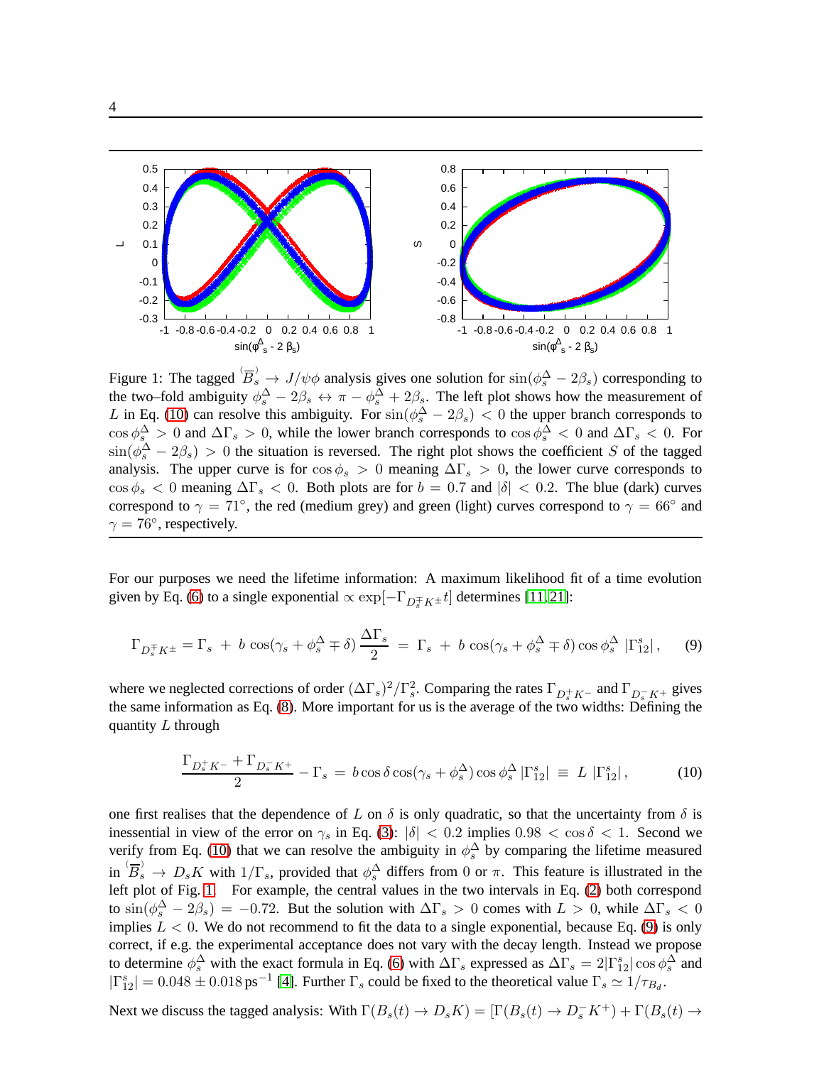Figure 1: The tagged $\overset{(-)}{B}_s \to J/\psi\phi$ analysis gives one solution for $\sin(\phi_s^\Delta - 2\beta_s)$ corresponding to the two–fold ambiguity $\phi_s^\Delta - 2\beta_s \leftrightarrow \pi - \phi_s^\Delta + 2\beta_s$. The left plot shows how the measurement of $L$ in Eq. (10) can resolve this ambiguity. For $\sin(\phi_s^\Delta - 2\beta_s) < 0$ the upper branch corresponds to $\cos\phi_s^\Delta > 0$ and $\Delta\Gamma_s > 0$, while the lower branch corresponds to $\cos\phi_s^\Delta < 0$ and $\Delta\Gamma_s < 0$. For $\sin(\phi_s^\Delta - 2\beta_s) > 0$ the situation is reversed. The right plot shows the coefficient $S$ of the tagged analysis. The upper curve is for $\cos\phi_s > 0$ meaning $\Delta\Gamma_s > 0$, the lower curve corresponds to $\cos\phi_s < 0$ meaning $\Delta\Gamma_s < 0$. Both plots are for $b = 0.7$ and $|\delta| < 0.2$. The blue (dark) curves correspond to $\gamma = 71^\circ$, the red (medium grey) and green (light) curves correspond to $\gamma = 66^\circ$ and $\gamma = 76^\circ$, respectively.

For our purposes we need the lifetime information: A maximum likelihood fit of a time evolution given by Eq. (6) to a single exponential $\propto \exp[-\Gamma_{D_s^\mp K^\pm} t]$ determines [11, 21]:

$$\Gamma_{D_s^\mp K^\pm} = \Gamma_s \; + \; b\, \cos(\gamma_s + \phi_s^\Delta \mp \delta)\, \frac{\Delta\Gamma_s}{2} \; = \; \Gamma_s \; + \; b\, \cos(\gamma_s + \phi_s^\Delta \mp \delta) \cos\phi_s^\Delta \; |\Gamma_{12}^s| \,, \qquad (9)$$

where we neglected corrections of order $(\Delta\Gamma_s)^2/\Gamma_s^2$. Comparing the rates $\Gamma_{D_s^+ K^-}$ and $\Gamma_{D_s^- K^+}$ gives the same information as Eq. (8). More important for us is the average of the two widths: Defining the quantity $L$ through

$$\frac{\Gamma_{D_s^+ K^-} + \Gamma_{D_s^- K^+}}{2} - \Gamma_s \; = \; b \cos\delta \cos(\gamma_s + \phi_s^\Delta) \cos\phi_s^\Delta \, |\Gamma_{12}^s| \; \equiv \; L \; |\Gamma_{12}^s| \,, \qquad (10)$$

one first realises that the dependence of $L$ on $\delta$ is only quadratic, so that the uncertainty from $\delta$ is inessential in view of the error on $\gamma_s$ in Eq. (3): $|\delta| < 0.2$ implies $0.98 < \cos\delta < 1$. Second we verify from Eq. (10) that we can resolve the ambiguity in $\phi_s^\Delta$ by comparing the lifetime measured in $\overset{(-)}{B}_s \to D_s K$ with $1/\Gamma_s$, provided that $\phi_s^\Delta$ differs from 0 or $\pi$. This feature is illustrated in the left plot of Fig. 1. For example, the central values in the two intervals in Eq. (2) both correspond to $\sin(\phi_s^\Delta - 2\beta_s) = -0.72$. But the solution with $\Delta\Gamma_s > 0$ comes with $L > 0$, while $\Delta\Gamma_s < 0$ implies $L < 0$. We do not recommend to fit the data to a single exponential, because Eq. (9) is only correct, if e.g. the experimental acceptance does not vary with the decay length. Instead we propose to determine $\phi_s^\Delta$ with the exact formula in Eq. (6) with $\Delta\Gamma_s$ expressed as $\Delta\Gamma_s = 2|\Gamma_{12}^s| \cos\phi_s^\Delta$ and $|\Gamma_{12}^s| = 0.048 \pm 0.018\,\mathrm{ps}^{-1}$ [4]. Further $\Gamma_s$ could be fixed to the theoretical value $\Gamma_s \simeq 1/\tau_{B_d}$.

Next we discuss the tagged analysis: With $\Gamma(B_s(t) \to D_s K) = [\Gamma(B_s(t) \to D_s^- K^+) + \Gamma(B_s(t) \to$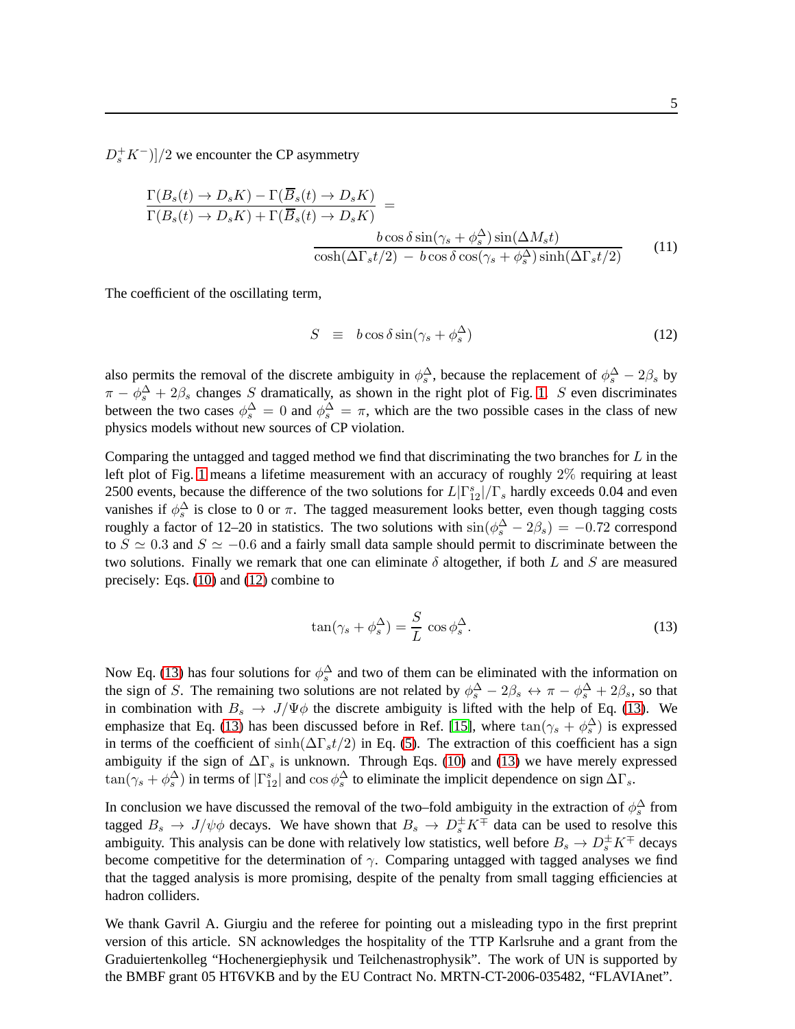$D_s^+ K^-)]/2$ we encounter the CP asymmetry

$$\frac{\Gamma(B_s(t) \to D_s K) - \Gamma(\overline{B}_s(t) \to D_s K)}{\Gamma(B_s(t) \to D_s K) + \Gamma(\overline{B}_s(t) \to D_s K)} = \frac{b \cos\delta \sin(\gamma_s + \phi_s^\Delta) \sin(\Delta M_s t)}{\cosh(\Delta\Gamma_s t/2) - b \cos\delta \cos(\gamma_s + \phi_s^\Delta) \sinh(\Delta\Gamma_s t/2)} \tag{11}$$

The coefficient of the oscillating term,

$$S \equiv b \cos\delta \sin(\gamma_s + \phi_s^\Delta) \tag{12}$$

also permits the removal of the discrete ambiguity in $\phi_s^\Delta$, because the replacement of $\phi_s^\Delta - 2\beta_s$ by $\pi - \phi_s^\Delta + 2\beta_s$ changes $S$ dramatically, as shown in the right plot of Fig. 1. $S$ even discriminates between the two cases $\phi_s^\Delta = 0$ and $\phi_s^\Delta = \pi$, which are the two possible cases in the class of new physics models without new sources of CP violation.

Comparing the untagged and tagged method we find that discriminating the two branches for $L$ in the left plot of Fig. 1 means a lifetime measurement with an accuracy of roughly 2% requiring at least 2500 events, because the difference of the two solutions for $L|\Gamma_{12}^s|/\Gamma_s$ hardly exceeds 0.04 and even vanishes if $\phi_s^\Delta$ is close to 0 or $\pi$. The tagged measurement looks better, even though tagging costs roughly a factor of 12–20 in statistics. The two solutions with $\sin(\phi_s^\Delta - 2\beta_s) = -0.72$ correspond to $S \simeq 0.3$ and $S \simeq -0.6$ and a fairly small data sample should permit to discriminate between the two solutions. Finally we remark that one can eliminate $\delta$ altogether, if both $L$ and $S$ are measured precisely: Eqs. (10) and (12) combine to

$$\tan(\gamma_s + \phi_s^\Delta) = \frac{S}{L} \cos\phi_s^\Delta. \tag{13}$$

Now Eq. (13) has four solutions for $\phi_s^\Delta$ and two of them can be eliminated with the information on the sign of $S$. The remaining two solutions are not related by $\phi_s^\Delta - 2\beta_s \leftrightarrow \pi - \phi_s^\Delta + 2\beta_s$, so that in combination with $B_s \to J/\Psi\phi$ the discrete ambiguity is lifted with the help of Eq. (13). We emphasize that Eq. (13) has been discussed before in Ref. [15], where $\tan(\gamma_s + \phi_s^\Delta)$ is expressed in terms of the coefficient of $\sinh(\Delta\Gamma_s t/2)$ in Eq. (5). The extraction of this coefficient has a sign ambiguity if the sign of $\Delta\Gamma_s$ is unknown. Through Eqs. (10) and (13) we have merely expressed $\tan(\gamma_s + \phi_s^\Delta)$ in terms of $|\Gamma_{12}^s|$ and $\cos\phi_s^\Delta$ to eliminate the implicit dependence on sign $\Delta\Gamma_s$.

In conclusion we have discussed the removal of the two–fold ambiguity in the extraction of $\phi_s^\Delta$ from tagged $B_s \to J/\psi\phi$ decays. We have shown that $B_s \to D_s^\pm K^\mp$ data can be used to resolve this ambiguity. This analysis can be done with relatively low statistics, well before $B_s \to D_s^\pm K^\mp$ decays become competitive for the determination of $\gamma$. Comparing untagged with tagged analyses we find that the tagged analysis is more promising, despite of the penalty from small tagging efficiencies at hadron colliders.

We thank Gavril A. Giurgiu and the referee for pointing out a misleading typo in the first preprint version of this article. SN acknowledges the hospitality of the TTP Karlsruhe and a grant from the Graduiertenkolleg "Hochenergiephysik und Teilchenastrophysik". The work of UN is supported by the BMBF grant 05 HT6VKB and by the EU Contract No. MRTN-CT-2006-035482, "FLAVIAnet".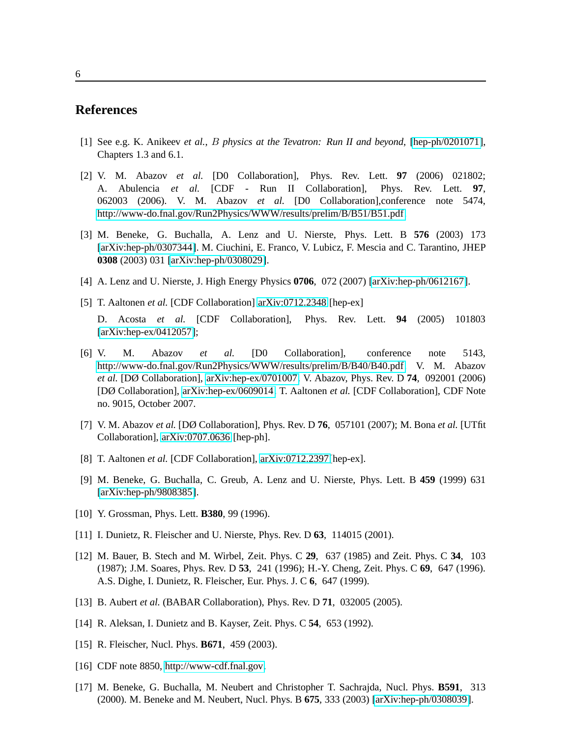## References

[1] See e.g. K. Anikeev *et al.*, *B physics at the Tevatron: Run II and beyond*, [hep-ph/0201071], Chapters 1.3 and 6.1.

[2] V. M. Abazov *et al.* [D0 Collaboration], Phys. Rev. Lett. **97** (2006) 021802; A. Abulencia *et al.* [CDF - Run II Collaboration], Phys. Rev. Lett. **97**, 062003 (2006). V. M. Abazov *et al.* [D0 Collaboration],conference note 5474, http://www-do.fnal.gov/Run2Physics/WWW/results/prelim/B/B51/B51.pdf

[3] M. Beneke, G. Buchalla, A. Lenz and U. Nierste, Phys. Lett. B **576** (2003) 173 [arXiv:hep-ph/0307344]. M. Ciuchini, E. Franco, V. Lubicz, F. Mescia and C. Tarantino, JHEP **0308** (2003) 031 [arXiv:hep-ph/0308029].

[4] A. Lenz and U. Nierste, J. High Energy Physics **0706**, 072 (2007) [arXiv:hep-ph/0612167].

[5] T. Aaltonen *et al.* [CDF Collaboration] arXiv:0712.2348 [hep-ex]

D. Acosta *et al.* [CDF Collaboration], Phys. Rev. Lett. **94** (2005) 101803 [arXiv:hep-ex/0412057];

[6] V. M. Abazov *et al.* [D0 Collaboration], conference note 5143, http://www-do.fnal.gov/Run2Physics/WWW/results/prelim/B/B40/B40.pdf. V. M. Abazov *et al.* [DØ Collaboration], arXiv:hep-ex/0701007. V. Abazov, Phys. Rev. D **74**, 092001 (2006) [DØ Collaboration], arXiv:hep-ex/0609014. T. Aaltonen *et al.* [CDF Collaboration], CDF Note no. 9015, October 2007.

[7] V. M. Abazov *et al.* [DØ Collaboration], Phys. Rev. D **76**, 057101 (2007); M. Bona *et al.* [UTfit Collaboration], arXiv:0707.0636 [hep-ph].

[8] T. Aaltonen *et al.* [CDF Collaboration], arXiv:0712.2397 hep-ex].

[9] M. Beneke, G. Buchalla, C. Greub, A. Lenz and U. Nierste, Phys. Lett. B **459** (1999) 631 [arXiv:hep-ph/9808385].

[10] Y. Grossman, Phys. Lett. **B380**, 99 (1996).

[11] I. Dunietz, R. Fleischer and U. Nierste, Phys. Rev. D **63**, 114015 (2001).

[12] M. Bauer, B. Stech and M. Wirbel, Zeit. Phys. C **29**, 637 (1985) and Zeit. Phys. C **34**, 103 (1987); J.M. Soares, Phys. Rev. D **53**, 241 (1996); H.-Y. Cheng, Zeit. Phys. C **69**, 647 (1996). A.S. Dighe, I. Dunietz, R. Fleischer, Eur. Phys. J. C **6**, 647 (1999).

[13] B. Aubert *et al.* (BABAR Collaboration), Phys. Rev. D **71**, 032005 (2005).

[14] R. Aleksan, I. Dunietz and B. Kayser, Zeit. Phys. C **54**, 653 (1992).

[15] R. Fleischer, Nucl. Phys. **B671**, 459 (2003).

[16] CDF note 8850, http://www-cdf.fnal.gov.

[17] M. Beneke, G. Buchalla, M. Neubert and Christopher T. Sachrajda, Nucl. Phys. **B591**, 313 (2000). M. Beneke and M. Neubert, Nucl. Phys. B **675**, 333 (2003) [arXiv:hep-ph/0308039].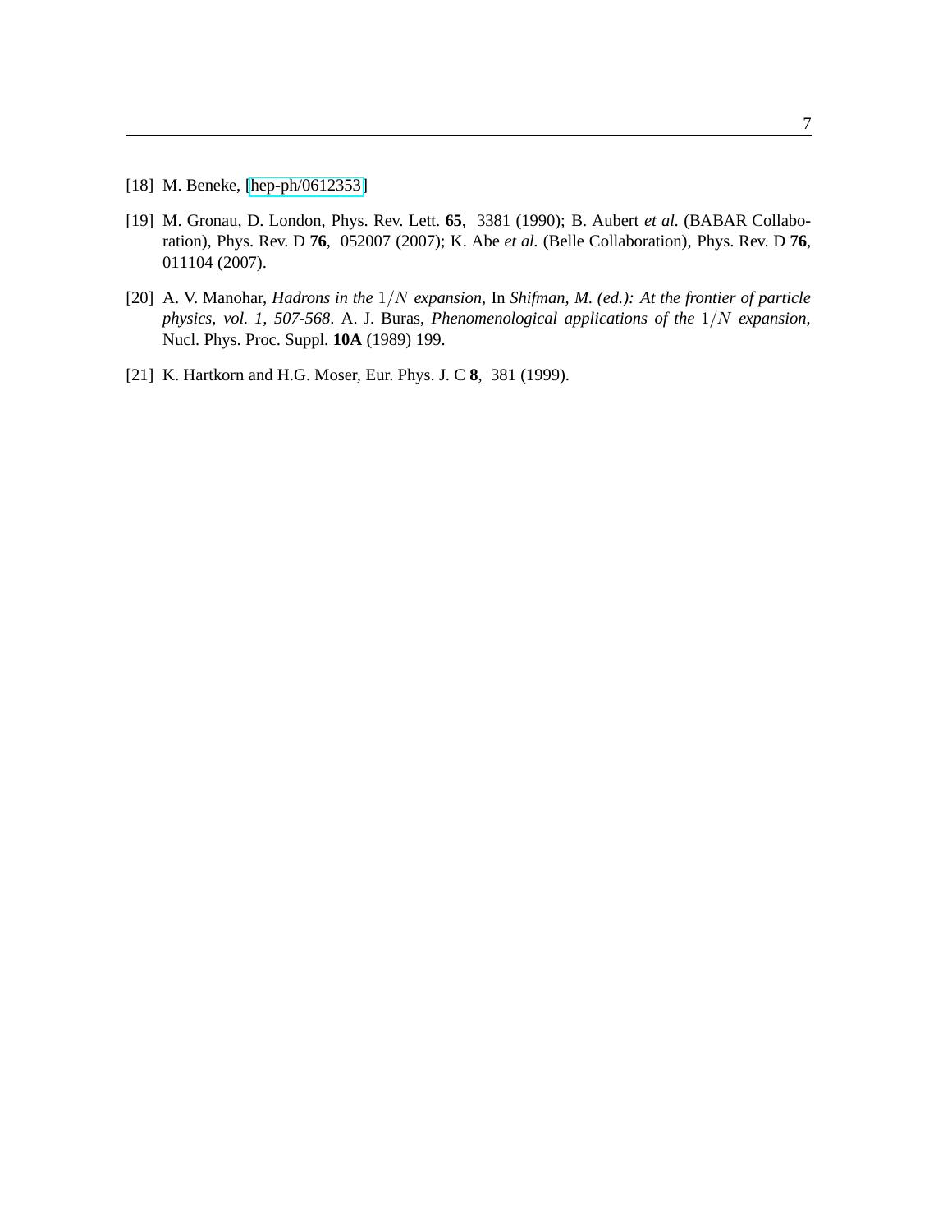[18] M. Beneke, [hep-ph/0612353]

[19] M. Gronau, D. London, Phys. Rev. Lett. **65**, 3381 (1990); B. Aubert *et al.* (BABAR Collaboration), Phys. Rev. D **76**, 052007 (2007); K. Abe *et al.* (Belle Collaboration), Phys. Rev. D **76**, 011104 (2007).

[20] A. V. Manohar, *Hadrons in the $1/N$ expansion*, In *Shifman, M. (ed.): At the frontier of particle physics, vol. 1, 507-568*. A. J. Buras, *Phenomenological applications of the $1/N$ expansion*, Nucl. Phys. Proc. Suppl. **10A** (1989) 199.

[21] K. Hartkorn and H.G. Moser, Eur. Phys. J. C **8**, 381 (1999).